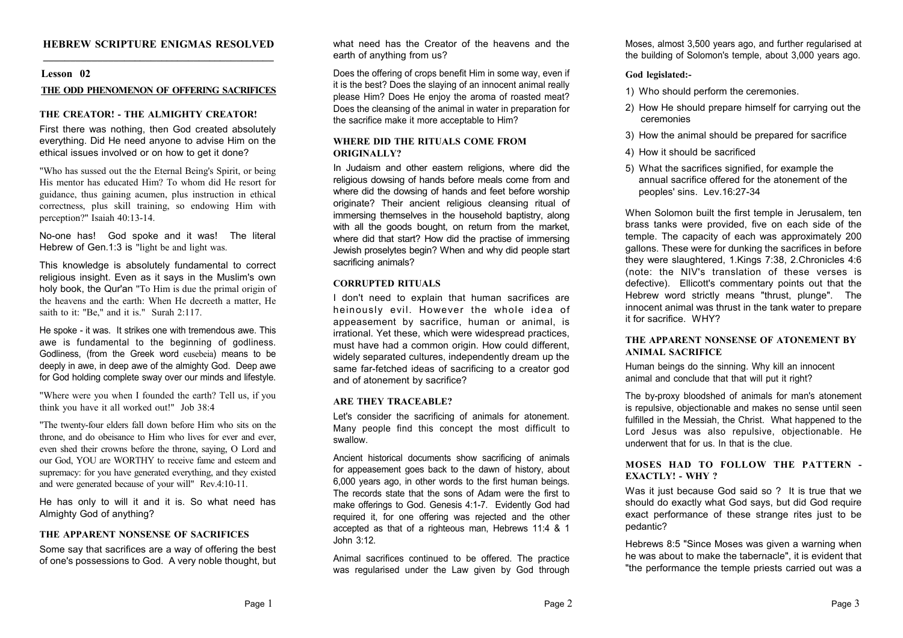# HEBREW SCRIPTURE ENIGMAS RESOLVED

## Lesson 02

### THE ODD PHENOMENON OF OFFERING SACRIFICES

### THE CREATOR! - THE ALMIGHTY CREATOR!

First there was nothing, then God created absolutely everything. Did He need anyone to advise Him on the ethical issues involved or on how to get it done?

"Who has sussed out the the Eternal Being's Spirit, or being His mentor has educated Him? To whom did He resort for guidance, thus gaining acumen, plus instruction in ethical correctness, plus skill training, so endowing Him with perception?" Isaiah 40:13-14.

No-one has! God spoke and it was! The literal Hebrew of Gen.1:3 is "light be and light was.

This knowledge is absolutely fundamental to correct religious insight. Even as it says in the Muslim's own holy book, the Qur'an "To Him is due the primal origin of the heavens and the earth: When He decreeth a matter, He saith to it: "Be," and it is." Surah 2:117.

He spoke - it was. It strikes one with tremendous awe. This awe is fundamental to the beginning of godliness. Godliness, (from the Greek word eusebeia) means to be deeply in awe, in deep awe of the almighty God. Deep awe for God holding complete sway over our minds and lifestyle.

"Where were you when I founded the earth? Tell us, if you think you have it all worked out!" Job 38:4

"The twenty-four elders fall down before Him who sits on the throne, and do obeisance to Him who lives for ever and ever, even shed their crowns before the throne, saying, O Lord and our God, YOU are WORTHY to receive fame and esteem and supremacy: for you have generated everything, and they existed and were generated because of your will" Rev.4:10-11.

He has only to will it and it is. So what need has Almighty God of anything?

### THE APPARENT NONSENSE OF SACRIFICES

Some say that sacrifices are a way of offering the best of one's possessions to God. A very noble thought, but what need has the Creator of the heavens and the earth of anything from us?

Does the offering of crops benefit Him in some way, even if it is the best? Does the slaying of an innocent animal really please Him? Does He enjoy the aroma of roasted meat? Does the cleansing of the animal in water in preparation for the sacrifice make it more acceptable to Him?

### WHERE DID THE RITUALS COME FROM ORIGINALLY?

In Judaism and other eastern religions, where did the religious dowsing of hands before meals come from and where did the dowsing of hands and feet before worship originate? Their ancient religious cleansing ritual of immersing themselves in the household baptistry, along with all the goods bought, on return from the market, where did that start? How did the practise of immersing Jewish proselytes begin? When and why did people start sacrificing animals?

### CORRUPTED RITUALS

I don't need to explain that human sacrifices are heinously evil. However the whole idea of appeasement by sacrifice, human or animal, is irrational. Yet these, which were widespread practices, must have had a common origin. How could different, widely separated cultures, independently dream up the same far-fetched ideas of sacrificing to a creator god and of atonement by sacrifice?

### ARE THEY TRACEABLE?

Let's consider the sacrificing of animals for atonement. Many people find this concept the most difficult to swallow.

Ancient historical documents show sacrificing of animals for appeasement goes back to the dawn of history, about 6,000 years ago, in other words to the first human beings. The records state that the sons of Adam were the first to make offerings to God. Genesis 4:1-7. Evidently God had required it, for one offering was rejected and the other accepted as that of a righteous man, Hebrews 11:4 & 1 John 3:12.

Animal sacrifices continued to be offered. The practice was regularised under the Law given by God through Moses, almost 3,500 years ago, and further regularised at the building of Solomon's temple, about 3,000 years ago.

**God legislated:-**

1) Who should perform the ceremonies.
2) How He should prepare himself for carrying out the ceremonies
3) How the animal should be prepared for sacrifice
4) How it should be sacrificed
5) What the sacrifices signified, for example the annual sacrifice offered for the atonement of the peoples' sins. Lev.16:27-34

When Solomon built the first temple in Jerusalem, ten brass tanks were provided, five on each side of the temple. The capacity of each was approximately 200 gallons. These were for dunking the sacrifices in before they were slaughtered, 1.Kings 7:38, 2.Chronicles 4:6 (note: the NIV's translation of these verses is defective). Ellicott's commentary points out that the Hebrew word strictly means "thrust, plunge". The innocent animal was thrust in the tank water to prepare it for sacrifice. WHY?

### THE APPARENT NONSENSE OF ATONEMENT BY ANIMAL SACRIFICE

Human beings do the sinning. Why kill an innocent animal and conclude that that will put it right?

The by-proxy bloodshed of animals for man's atonement is repulsive, objectionable and makes no sense until seen fulfilled in the Messiah, the Christ. What happened to the Lord Jesus was also repulsive, objectionable. He underwent that for us. In that is the clue.

### MOSES HAD TO FOLLOW THE PATTERN - EXACTLY! - WHY ?

Was it just because God said so ? It is true that we should do exactly what God says, but did God require exact performance of these strange rites just to be pedantic?

Hebrews 8:5 "Since Moses was given a warning when he was about to make the tabernacle", it is evident that "the performance the temple priests carried out was a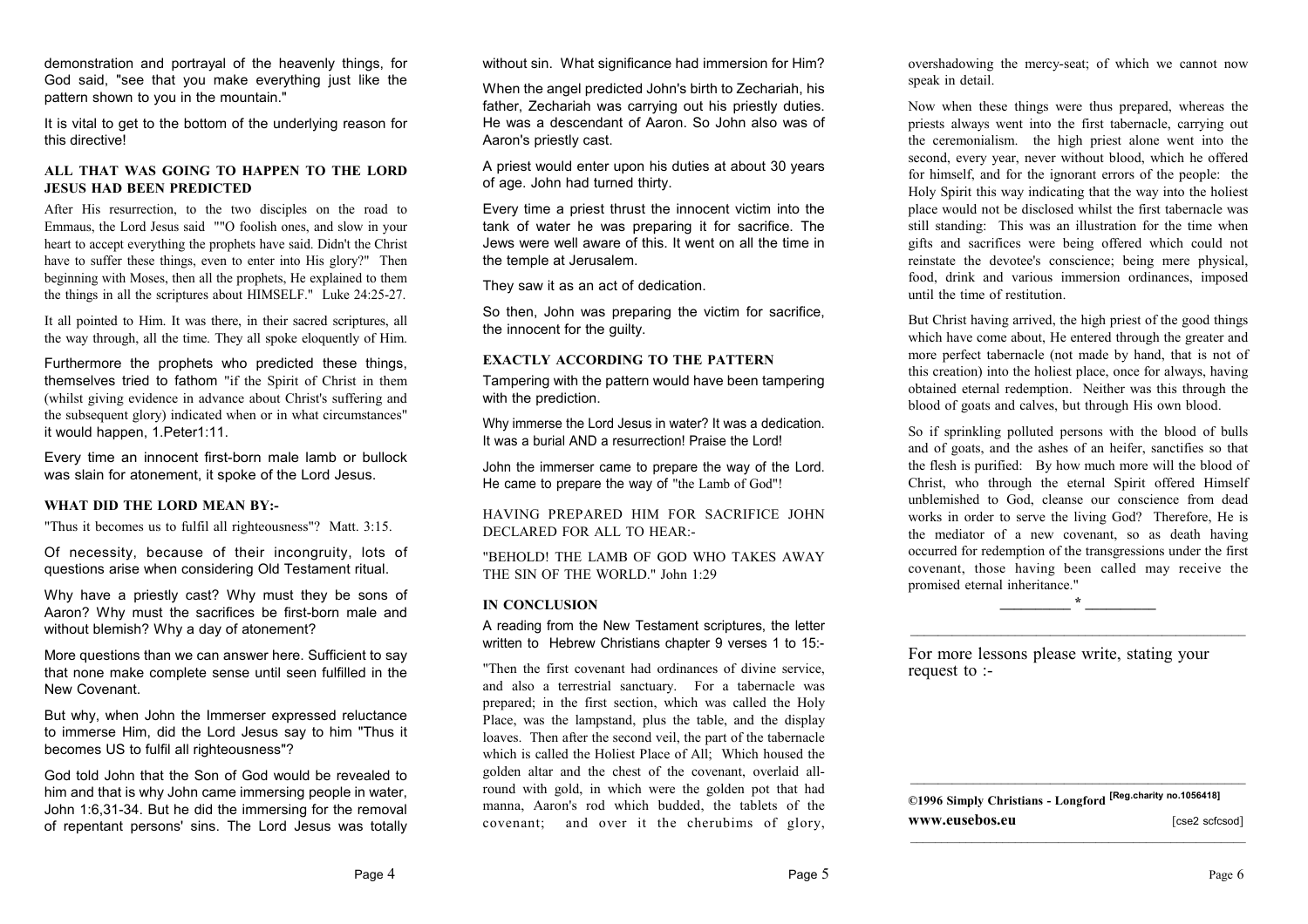demonstration and portrayal of the heavenly things, for God said, "see that you make everything just like the pattern shown to you in the mountain."

It is vital to get to the bottom of the underlying reason for this directive!

### ALL THAT WAS GOING TO HAPPEN TO THE LORD JESUS HAD BEEN PREDICTED

After His resurrection, to the two disciples on the road to Emmaus, the Lord Jesus said ""O foolish ones, and slow in your heart to accept everything the prophets have said. Didn't the Christ have to suffer these things, even to enter into His glory?" Then beginning with Moses, then all the prophets, He explained to them the things in all the scriptures about HIMSELF." Luke 24:25-27.

It all pointed to Him. It was there, in their sacred scriptures, all the way through, all the time. They all spoke eloquently of Him.

Furthermore the prophets who predicted these things, themselves tried to fathom "if the Spirit of Christ in them (whilst giving evidence in advance about Christ's suffering and the subsequent glory) indicated when or in what circumstances" it would happen, 1.Peter1:11.

Every time an innocent first-born male lamb or bullock was slain for atonement, it spoke of the Lord Jesus.

### WHAT DID THE LORD MEAN BY:-

"Thus it becomes us to fulfil all righteousness"? Matt. 3:15.

Of necessity, because of their incongruity, lots of questions arise when considering Old Testament ritual.

Why have a priestly cast? Why must they be sons of Aaron? Why must the sacrifices be first-born male and without blemish? Why a day of atonement?

More questions than we can answer here. Sufficient to say that none make complete sense until seen fulfilled in the New Covenant.

But why, when John the Immerser expressed reluctance to immerse Him, did the Lord Jesus say to him "Thus it becomes US to fulfil all righteousness"?

God told John that the Son of God would be revealed to him and that is why John came immersing people in water, John 1:6,31-34. But he did the immersing for the removal of repentant persons' sins. The Lord Jesus was totally without sin. What significance had immersion for Him?

When the angel predicted John's birth to Zechariah, his father, Zechariah was carrying out his priestly duties. He was a descendant of Aaron. So John also was of Aaron's priestly cast.

A priest would enter upon his duties at about 30 years of age. John had turned thirty.

Every time a priest thrust the innocent victim into the tank of water he was preparing it for sacrifice. The Jews were well aware of this. It went on all the time in the temple at Jerusalem.

They saw it as an act of dedication.

So then, John was preparing the victim for sacrifice, the innocent for the guilty.

### EXACTLY ACCORDING TO THE PATTERN

Tampering with the pattern would have been tampering with the prediction.

Why immerse the Lord Jesus in water? It was a dedication. It was a burial AND a resurrection! Praise the Lord!

John the immerser came to prepare the way of the Lord. He came to prepare the way of "the Lamb of God"!

HAVING PREPARED HIM FOR SACRIFICE JOHN DECLARED FOR ALL TO HEAR:-

"BEHOLD! THE LAMB OF GOD WHO TAKES AWAY THE SIN OF THE WORLD." John 1:29

### IN CONCLUSION

A reading from the New Testament scriptures, the letter written to Hebrew Christians chapter 9 verses 1 to 15:-

"Then the first covenant had ordinances of divine service, and also a terrestrial sanctuary. For a tabernacle was prepared; in the first section, which was called the Holy Place, was the lampstand, plus the table, and the display loaves. Then after the second veil, the part of the tabernacle which is called the Holiest Place of All; Which housed the golden altar and the chest of the covenant, overlaid all-round with gold, in which were the golden pot that had manna, Aaron's rod which budded, the tablets of the covenant; and over it the cherubims of glory, overshadowing the mercy-seat; of which we cannot now speak in detail.

Now when these things were thus prepared, whereas the priests always went into the first tabernacle, carrying out the ceremonialism. the high priest alone went into the second, every year, never without blood, which he offered for himself, and for the ignorant errors of the people: the Holy Spirit this way indicating that the way into the holiest place would not be disclosed whilst the first tabernacle was still standing: This was an illustration for the time when gifts and sacrifices were being offered which could not reinstate the devotee's conscience; being mere physical, food, drink and various immersion ordinances, imposed until the time of restitution.

But Christ having arrived, the high priest of the good things which have come about, He entered through the greater and more perfect tabernacle (not made by hand, that is not of this creation) into the holiest place, once for always, having obtained eternal redemption. Neither was this through the blood of goats and calves, but through His own blood.

So if sprinkling polluted persons with the blood of bulls and of goats, and the ashes of an heifer, sanctifies so that the flesh is purified: By how much more will the blood of Christ, who through the eternal Spirit offered Himself unblemished to God, cleanse our conscience from dead works in order to serve the living God? Therefore, He is the mediator of a new covenant, so as death having occurred for redemption of the transgressions under the first covenant, those having been called may receive the promised eternal inheritance."

\_\_\_\_\_\_\_\_ * \_\_\_\_\_\_\_\_

For more lessons please write, stating your request to :-

**©1996 Simply Christians - Longford** [Reg.charity no.1056418]

**www.eusebos.eu** [cse2 scfcsod]